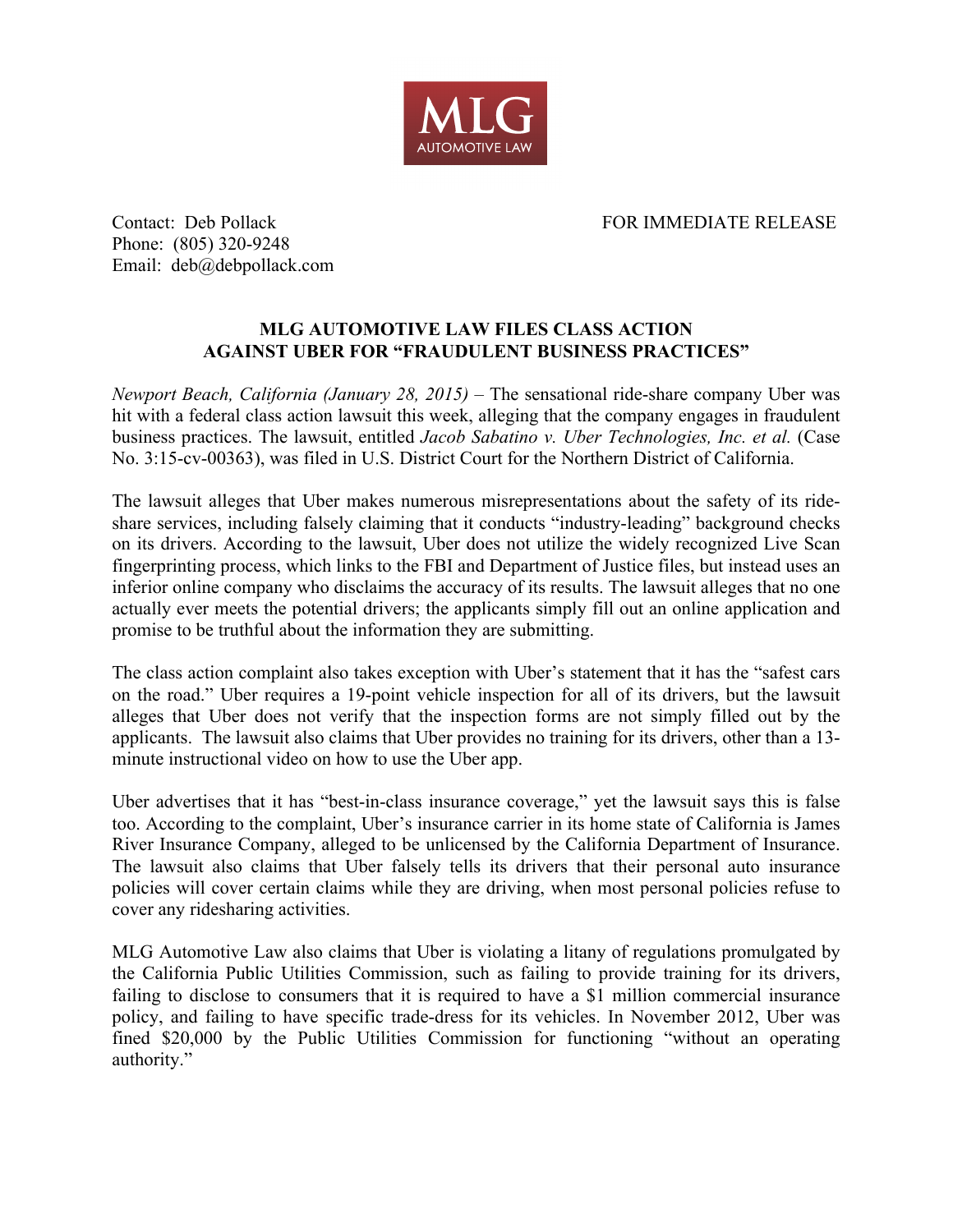MLG
AUTOMOTIVE LAW

Contact: Deb Pollack
Phone: (805) 320-9248
Email: deb@debpollack.com

FOR IMMEDIATE RELEASE

## MLG AUTOMOTIVE LAW FILES CLASS ACTION AGAINST UBER FOR "FRAUDULENT BUSINESS PRACTICES"

*Newport Beach, California (January 28, 2015)* – The sensational ride-share company Uber was hit with a federal class action lawsuit this week, alleging that the company engages in fraudulent business practices. The lawsuit, entitled *Jacob Sabatino v. Uber Technologies, Inc. et al.* (Case No. 3:15-cv-00363), was filed in U.S. District Court for the Northern District of California.

The lawsuit alleges that Uber makes numerous misrepresentations about the safety of its ride-share services, including falsely claiming that it conducts "industry-leading" background checks on its drivers. According to the lawsuit, Uber does not utilize the widely recognized Live Scan fingerprinting process, which links to the FBI and Department of Justice files, but instead uses an inferior online company who disclaims the accuracy of its results. The lawsuit alleges that no one actually ever meets the potential drivers; the applicants simply fill out an online application and promise to be truthful about the information they are submitting.

The class action complaint also takes exception with Uber's statement that it has the "safest cars on the road." Uber requires a 19-point vehicle inspection for all of its drivers, but the lawsuit alleges that Uber does not verify that the inspection forms are not simply filled out by the applicants. The lawsuit also claims that Uber provides no training for its drivers, other than a 13-minute instructional video on how to use the Uber app.

Uber advertises that it has "best-in-class insurance coverage," yet the lawsuit says this is false too. According to the complaint, Uber's insurance carrier in its home state of California is James River Insurance Company, alleged to be unlicensed by the California Department of Insurance. The lawsuit also claims that Uber falsely tells its drivers that their personal auto insurance policies will cover certain claims while they are driving, when most personal policies refuse to cover any ridesharing activities.

MLG Automotive Law also claims that Uber is violating a litany of regulations promulgated by the California Public Utilities Commission, such as failing to provide training for its drivers, failing to disclose to consumers that it is required to have a $1 million commercial insurance policy, and failing to have specific trade-dress for its vehicles. In November 2012, Uber was fined $20,000 by the Public Utilities Commission for functioning "without an operating authority."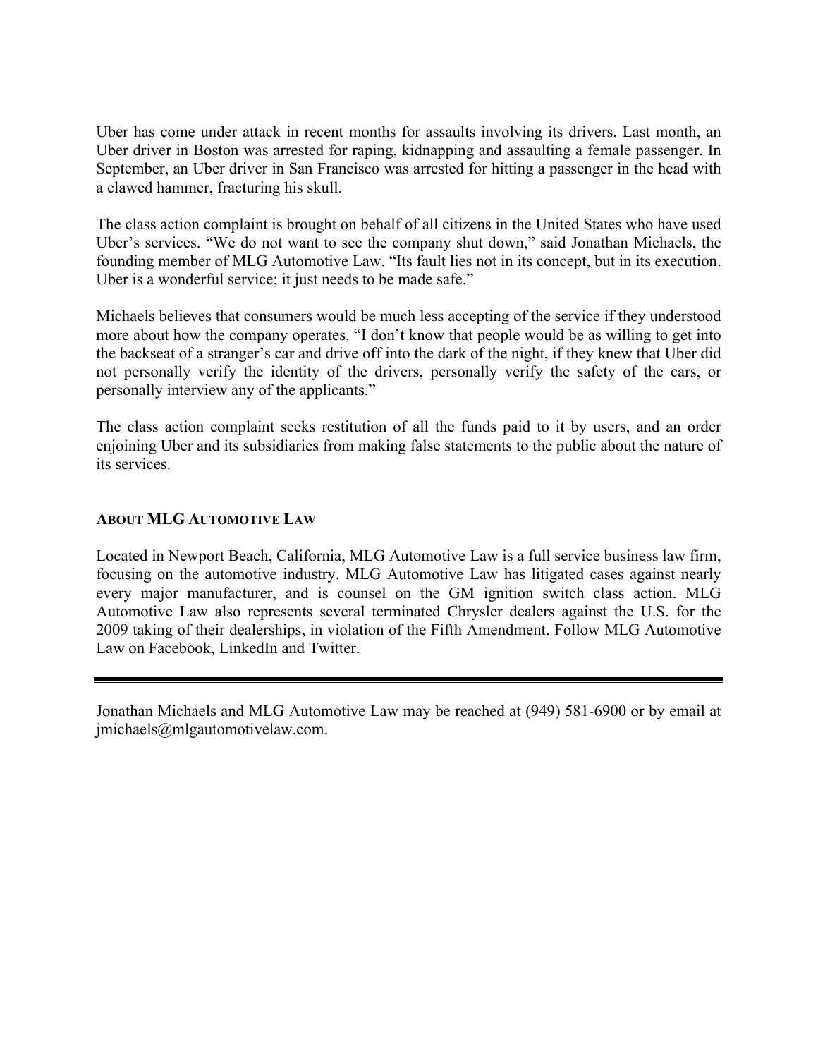Uber has come under attack in recent months for assaults involving its drivers. Last month, an Uber driver in Boston was arrested for raping, kidnapping and assaulting a female passenger. In September, an Uber driver in San Francisco was arrested for hitting a passenger in the head with a clawed hammer, fracturing his skull.

The class action complaint is brought on behalf of all citizens in the United States who have used Uber's services. "We do not want to see the company shut down," said Jonathan Michaels, the founding member of MLG Automotive Law. "Its fault lies not in its concept, but in its execution. Uber is a wonderful service; it just needs to be made safe."

Michaels believes that consumers would be much less accepting of the service if they understood more about how the company operates. "I don't know that people would be as willing to get into the backseat of a stranger's car and drive off into the dark of the night, if they knew that Uber did not personally verify the identity of the drivers, personally verify the safety of the cars, or personally interview any of the applicants."

The class action complaint seeks restitution of all the funds paid to it by users, and an order enjoining Uber and its subsidiaries from making false statements to the public about the nature of its services.

**ABOUT MLG AUTOMOTIVE LAW**

Located in Newport Beach, California, MLG Automotive Law is a full service business law firm, focusing on the automotive industry. MLG Automotive Law has litigated cases against nearly every major manufacturer, and is counsel on the GM ignition switch class action. MLG Automotive Law also represents several terminated Chrysler dealers against the U.S. for the 2009 taking of their dealerships, in violation of the Fifth Amendment. Follow MLG Automotive Law on Facebook, LinkedIn and Twitter.

---

Jonathan Michaels and MLG Automotive Law may be reached at (949) 581-6900 or by email at jmichaels@mlgautomotivelaw.com.